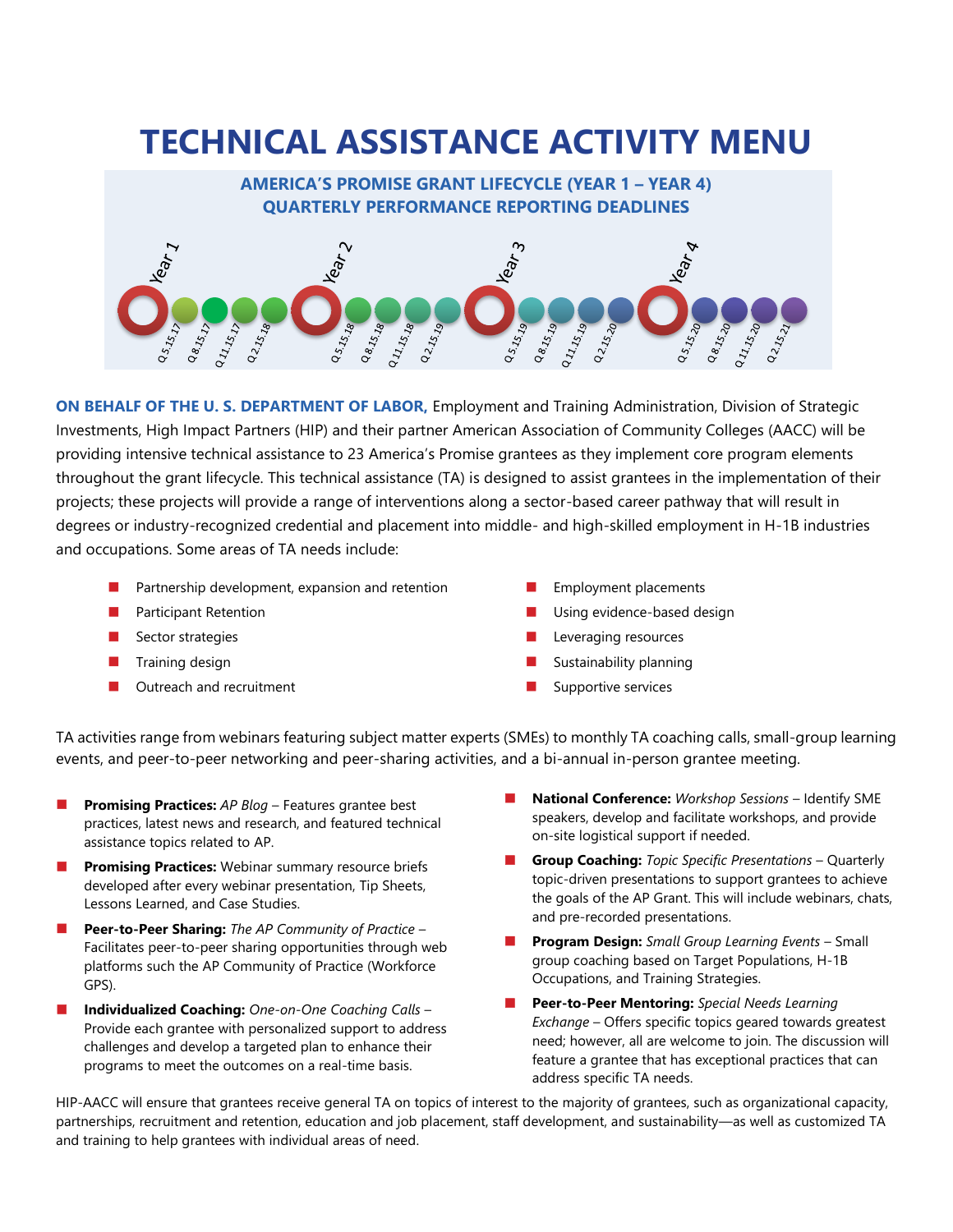# TECHNICAL ASSISTANCE ACTIVITY MENU

## AMERICA'S PROMISE GRANT LIFECYCLE (YEAR 1 – YEAR 4)
## QUARTERLY PERFORMANCE REPORTING DEADLINES

Year 1: Q 5.15.17, Q 8.15.17, Q 11.15.17, Q 2.15.18
Year 2: Q 5.15.18, Q 8.15.18, Q 11.15.18, Q 2.15.19
Year 3: Q 5.15.19, Q 8.15.19, Q 11.15.19, Q 2.15.20
Year 4: Q 5.15.20, Q 8.15.20, Q 11.15.20, Q 2.15.21

**ON BEHALF OF THE U. S. DEPARTMENT OF LABOR,** Employment and Training Administration, Division of Strategic Investments, High Impact Partners (HIP) and their partner American Association of Community Colleges (AACC) will be providing intensive technical assistance to 23 America's Promise grantees as they implement core program elements throughout the grant lifecycle. This technical assistance (TA) is designed to assist grantees in the implementation of their projects; these projects will provide a range of interventions along a sector-based career pathway that will result in degrees or industry-recognized credential and placement into middle- and high-skilled employment in H-1B industries and occupations. Some areas of TA needs include:

- Partnership development, expansion and retention
- Participant Retention
- Sector strategies
- Training design
- Outreach and recruitment
- Employment placements
- Using evidence-based design
- Leveraging resources
- Sustainability planning
- Supportive services

TA activities range from webinars featuring subject matter experts (SMEs) to monthly TA coaching calls, small-group learning events, and peer-to-peer networking and peer-sharing activities, and a bi-annual in-person grantee meeting.

- **Promising Practices:** *AP Blog* – Features grantee best practices, latest news and research, and featured technical assistance topics related to AP.
- **Promising Practices:** Webinar summary resource briefs developed after every webinar presentation, Tip Sheets, Lessons Learned, and Case Studies.
- **Peer-to-Peer Sharing:** *The AP Community of Practice* – Facilitates peer-to-peer sharing opportunities through web platforms such the AP Community of Practice (Workforce GPS).
- **Individualized Coaching:** *One-on-One Coaching Calls* – Provide each grantee with personalized support to address challenges and develop a targeted plan to enhance their programs to meet the outcomes on a real-time basis.
- **National Conference:** *Workshop Sessions* – Identify SME speakers, develop and facilitate workshops, and provide on-site logistical support if needed.
- **Group Coaching:** *Topic Specific Presentations* – Quarterly topic-driven presentations to support grantees to achieve the goals of the AP Grant. This will include webinars, chats, and pre-recorded presentations.
- **Program Design:** *Small Group Learning Events* – Small group coaching based on Target Populations, H-1B Occupations, and Training Strategies.
- **Peer-to-Peer Mentoring:** *Special Needs Learning Exchange* – Offers specific topics geared towards greatest need; however, all are welcome to join. The discussion will feature a grantee that has exceptional practices that can address specific TA needs.

HIP-AACC will ensure that grantees receive general TA on topics of interest to the majority of grantees, such as organizational capacity, partnerships, recruitment and retention, education and job placement, staff development, and sustainability—as well as customized TA and training to help grantees with individual areas of need.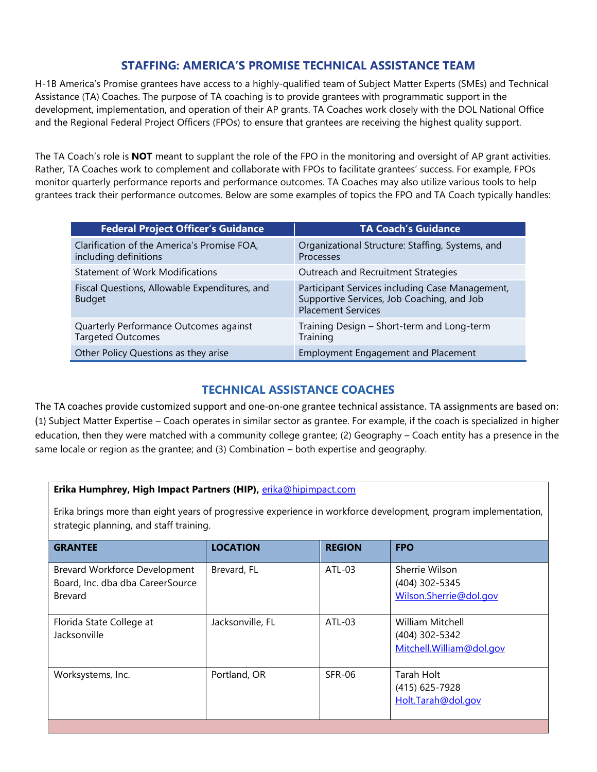## STAFFING: AMERICA'S PROMISE TECHNICAL ASSISTANCE TEAM

H-1B America's Promise grantees have access to a highly-qualified team of Subject Matter Experts (SMEs) and Technical Assistance (TA) Coaches. The purpose of TA coaching is to provide grantees with programmatic support in the development, implementation, and operation of their AP grants. TA Coaches work closely with the DOL National Office and the Regional Federal Project Officers (FPOs) to ensure that grantees are receiving the highest quality support.

The TA Coach's role is **NOT** meant to supplant the role of the FPO in the monitoring and oversight of AP grant activities. Rather, TA Coaches work to complement and collaborate with FPOs to facilitate grantees' success. For example, FPOs monitor quarterly performance reports and performance outcomes. TA Coaches may also utilize various tools to help grantees track their performance outcomes. Below are some examples of topics the FPO and TA Coach typically handles:

| Federal Project Officer's Guidance | TA Coach's Guidance |
|---|---|
| Clarification of the America's Promise FOA, including definitions | Organizational Structure: Staffing, Systems, and Processes |
| Statement of Work Modifications | Outreach and Recruitment Strategies |
| Fiscal Questions, Allowable Expenditures, and Budget | Participant Services including Case Management, Supportive Services, Job Coaching, and Job Placement Services |
| Quarterly Performance Outcomes against Targeted Outcomes | Training Design – Short-term and Long-term Training |
| Other Policy Questions as they arise | Employment Engagement and Placement |

## TECHNICAL ASSISTANCE COACHES

The TA coaches provide customized support and one-on-one grantee technical assistance. TA assignments are based on: (1) Subject Matter Expertise – Coach operates in similar sector as grantee. For example, if the coach is specialized in higher education, then they were matched with a community college grantee; (2) Geography – Coach entity has a presence in the same locale or region as the grantee; and (3) Combination – both expertise and geography.

**Erika Humphrey, High Impact Partners (HIP),** erika@hipimpact.com

Erika brings more than eight years of progressive experience in workforce development, program implementation, strategic planning, and staff training.

| GRANTEE | LOCATION | REGION | FPO |
|---|---|---|---|
| Brevard Workforce Development Board, Inc. dba dba CareerSource Brevard | Brevard, FL | ATL-03 | Sherrie Wilson<br>(404) 302-5345<br>Wilson.Sherrie@dol.gov |
| Florida State College at Jacksonville | Jacksonville, FL | ATL-03 | William Mitchell<br>(404) 302-5342<br>Mitchell.William@dol.gov |
| Worksystems, Inc. | Portland, OR | SFR-06 | Tarah Holt<br>(415) 625-7928<br>Holt.Tarah@dol.gov |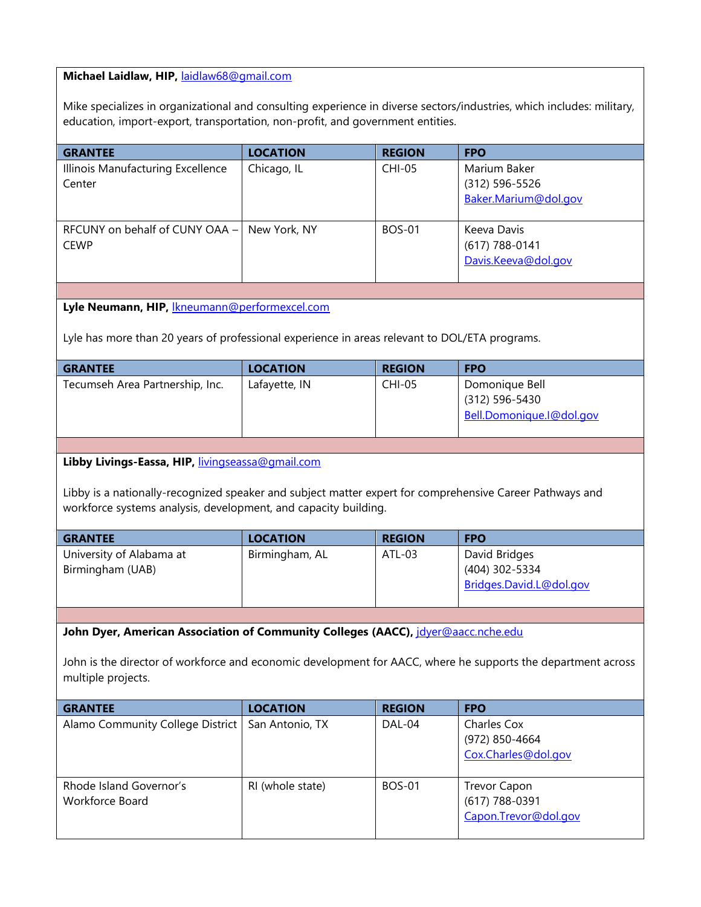**Michael Laidlaw, HIP,** laidlaw68@gmail.com

Mike specializes in organizational and consulting experience in diverse sectors/industries, which includes: military, education, import-export, transportation, non-profit, and government entities.

| GRANTEE | LOCATION | REGION | FPO |
|---|---|---|---|
| Illinois Manufacturing Excellence Center | Chicago, IL | CHI-05 | Marium Baker (312) 596-5526 Baker.Marium@dol.gov |
| RFCUNY on behalf of CUNY OAA – CEWP | New York, NY | BOS-01 | Keeva Davis (617) 788-0141 Davis.Keeva@dol.gov |

**Lyle Neumann, HIP,** lkneumann@performexcel.com

Lyle has more than 20 years of professional experience in areas relevant to DOL/ETA programs.

| GRANTEE | LOCATION | REGION | FPO |
|---|---|---|---|
| Tecumseh Area Partnership, Inc. | Lafayette, IN | CHI-05 | Domonique Bell (312) 596-5430 Bell.Domonique.I@dol.gov |

**Libby Livings-Eassa, HIP,** livingseassa@gmail.com

Libby is a nationally-recognized speaker and subject matter expert for comprehensive Career Pathways and workforce systems analysis, development, and capacity building.

| GRANTEE | LOCATION | REGION | FPO |
|---|---|---|---|
| University of Alabama at Birmingham (UAB) | Birmingham, AL | ATL-03 | David Bridges (404) 302-5334 Bridges.David.L@dol.gov |

**John Dyer, American Association of Community Colleges (AACC),** jdyer@aacc.nche.edu

John is the director of workforce and economic development for AACC, where he supports the department across multiple projects.

| GRANTEE | LOCATION | REGION | FPO |
|---|---|---|---|
| Alamo Community College District | San Antonio, TX | DAL-04 | Charles Cox (972) 850-4664 Cox.Charles@dol.gov |
| Rhode Island Governor's Workforce Board | RI (whole state) | BOS-01 | Trevor Capon (617) 788-0391 Capon.Trevor@dol.gov |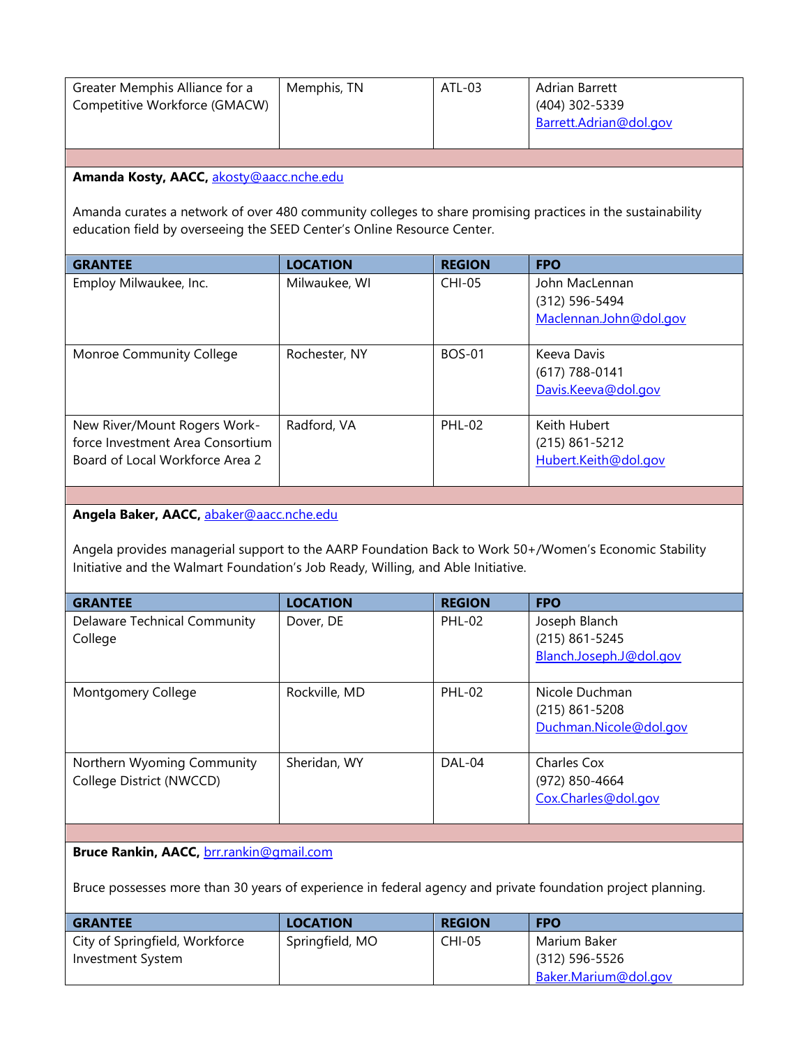| Greater Memphis Alliance for a Competitive Workforce (GMACW) | Memphis, TN | ATL-03 | Adrian Barrett<br>(404) 302-5339<br>Barrett.Adrian@dol.gov |
|---|---|---|---|

**Amanda Kosty, AACC,** akosty@aacc.nche.edu

Amanda curates a network of over 480 community colleges to share promising practices in the sustainability education field by overseeing the SEED Center's Online Resource Center.

| GRANTEE | LOCATION | REGION | FPO |
|---|---|---|---|
| Employ Milwaukee, Inc. | Milwaukee, WI | CHI-05 | John MacLennan<br>(312) 596-5494<br>Maclennan.John@dol.gov |
| Monroe Community College | Rochester, NY | BOS-01 | Keeva Davis<br>(617) 788-0141<br>Davis.Keeva@dol.gov |
| New River/Mount Rogers Work-force Investment Area Consortium Board of Local Workforce Area 2 | Radford, VA | PHL-02 | Keith Hubert<br>(215) 861-5212<br>Hubert.Keith@dol.gov |

**Angela Baker, AACC,** abaker@aacc.nche.edu

Angela provides managerial support to the AARP Foundation Back to Work 50+/Women's Economic Stability Initiative and the Walmart Foundation's Job Ready, Willing, and Able Initiative.

| GRANTEE | LOCATION | REGION | FPO |
|---|---|---|---|
| Delaware Technical Community College | Dover, DE | PHL-02 | Joseph Blanch<br>(215) 861-5245<br>Blanch.Joseph.J@dol.gov |
| Montgomery College | Rockville, MD | PHL-02 | Nicole Duchman<br>(215) 861-5208<br>Duchman.Nicole@dol.gov |
| Northern Wyoming Community College District (NWCCD) | Sheridan, WY | DAL-04 | Charles Cox<br>(972) 850-4664<br>Cox.Charles@dol.gov |

**Bruce Rankin, AACC,** brr.rankin@gmail.com

Bruce possesses more than 30 years of experience in federal agency and private foundation project planning.

| GRANTEE | LOCATION | REGION | FPO |
|---|---|---|---|
| City of Springfield, Workforce Investment System | Springfield, MO | CHI-05 | Marium Baker<br>(312) 596-5526<br>Baker.Marium@dol.gov |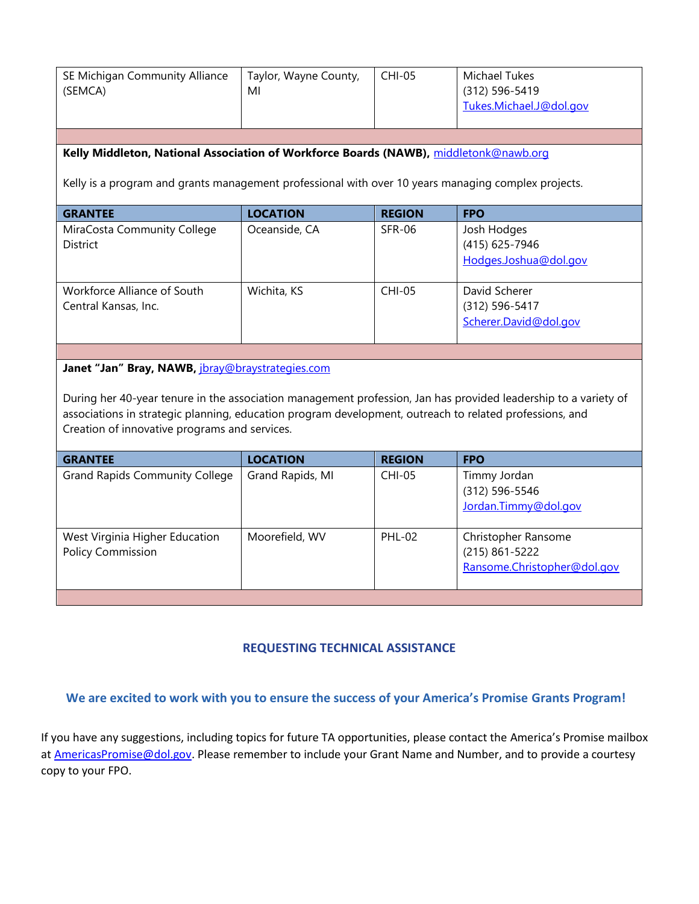| | | | |
|---|---|---|---|
| SE Michigan Community Alliance (SEMCA) | Taylor, Wayne County, MI | CHI-05 | Michael Tukes<br>(312) 596-5419<br>Tukes.Michael.J@dol.gov |

**Kelly Middleton, National Association of Workforce Boards (NAWB),** middletonk@nawb.org

Kelly is a program and grants management professional with over 10 years managing complex projects.

| GRANTEE | LOCATION | REGION | FPO |
|---|---|---|---|
| MiraCosta Community College District | Oceanside, CA | SFR-06 | Josh Hodges<br>(415) 625-7946<br>Hodges.Joshua@dol.gov |
| Workforce Alliance of South Central Kansas, Inc. | Wichita, KS | CHI-05 | David Scherer<br>(312) 596-5417<br>Scherer.David@dol.gov |

**Janet "Jan" Bray, NAWB,** jbray@braystrategies.com

During her 40-year tenure in the association management profession, Jan has provided leadership to a variety of associations in strategic planning, education program development, outreach to related professions, and Creation of innovative programs and services.

| GRANTEE | LOCATION | REGION | FPO |
|---|---|---|---|
| Grand Rapids Community College | Grand Rapids, MI | CHI-05 | Timmy Jordan<br>(312) 596-5546<br>Jordan.Timmy@dol.gov |
| West Virginia Higher Education Policy Commission | Moorefield, WV | PHL-02 | Christopher Ransome<br>(215) 861-5222<br>Ransome.Christopher@dol.gov |

## REQUESTING TECHNICAL ASSISTANCE

### We are excited to work with you to ensure the success of your America's Promise Grants Program!

If you have any suggestions, including topics for future TA opportunities, please contact the America's Promise mailbox at AmericasPromise@dol.gov. Please remember to include your Grant Name and Number, and to provide a courtesy copy to your FPO.